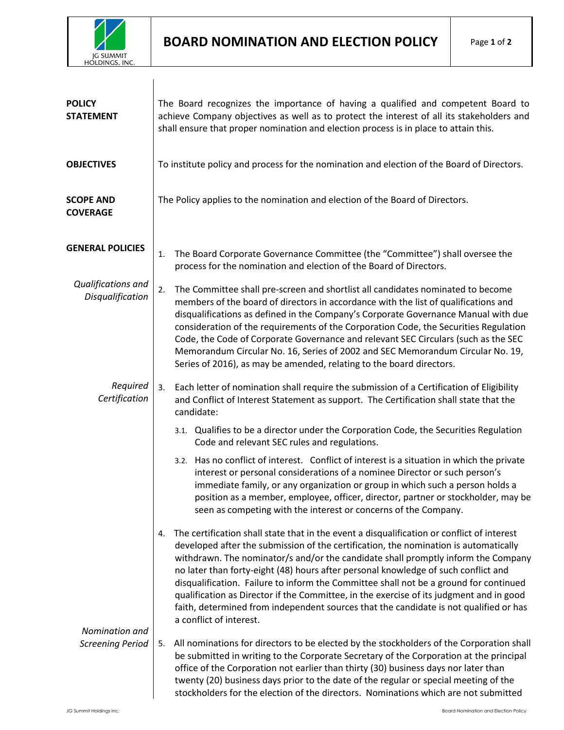# BOARD NOMINATION AND ELECTION POLICY

**POLICY STATEMENT**

The Board recognizes the importance of having a qualified and competent Board to achieve Company objectives as well as to protect the interest of all its stakeholders and shall ensure that proper nomination and election process is in place to attain this.

**OBJECTIVES**

To institute policy and process for the nomination and election of the Board of Directors.

**SCOPE AND COVERAGE**

The Policy applies to the nomination and election of the Board of Directors.

**GENERAL POLICIES**

1. The Board Corporate Governance Committee (the "Committee") shall oversee the process for the nomination and election of the Board of Directors.

*Qualifications and Disqualification*

2. The Committee shall pre-screen and shortlist all candidates nominated to become members of the board of directors in accordance with the list of qualifications and disqualifications as defined in the Company's Corporate Governance Manual with due consideration of the requirements of the Corporation Code, the Securities Regulation Code, the Code of Corporate Governance and relevant SEC Circulars (such as the SEC Memorandum Circular No. 16, Series of 2002 and SEC Memorandum Circular No. 19, Series of 2016), as may be amended, relating to the board directors.

*Required Certification*

3. Each letter of nomination shall require the submission of a Certification of Eligibility and Conflict of Interest Statement as support. The Certification shall state that the candidate:

   3.1. Qualifies to be a director under the Corporation Code, the Securities Regulation Code and relevant SEC rules and regulations.

   3.2. Has no conflict of interest. Conflict of interest is a situation in which the private interest or personal considerations of a nominee Director or such person's immediate family, or any organization or group in which such a person holds a position as a member, employee, officer, director, partner or stockholder, may be seen as competing with the interest or concerns of the Company.

4. The certification shall state that in the event a disqualification or conflict of interest developed after the submission of the certification, the nomination is automatically withdrawn. The nominator/s and/or the candidate shall promptly inform the Company no later than forty-eight (48) hours after personal knowledge of such conflict and disqualification. Failure to inform the Committee shall not be a ground for continued qualification as Director if the Committee, in the exercise of its judgment and in good faith, determined from independent sources that the candidate is not qualified or has a conflict of interest.

*Nomination and Screening Period*

5. All nominations for directors to be elected by the stockholders of the Corporation shall be submitted in writing to the Corporate Secretary of the Corporation at the principal office of the Corporation not earlier than thirty (30) business days nor later than twenty (20) business days prior to the date of the regular or special meeting of the stockholders for the election of the directors. Nominations which are not submitted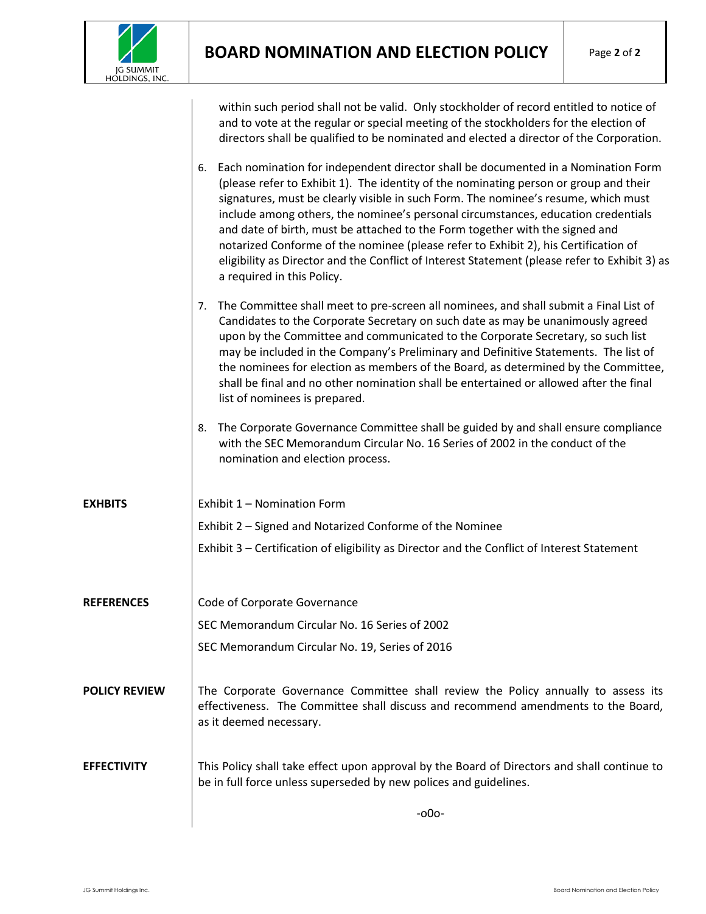within such period shall not be valid. Only stockholder of record entitled to notice of and to vote at the regular or special meeting of the stockholders for the election of directors shall be qualified to be nominated and elected a director of the Corporation.

6. Each nomination for independent director shall be documented in a Nomination Form (please refer to Exhibit 1). The identity of the nominating person or group and their signatures, must be clearly visible in such Form. The nominee's resume, which must include among others, the nominee's personal circumstances, education credentials and date of birth, must be attached to the Form together with the signed and notarized Conforme of the nominee (please refer to Exhibit 2), his Certification of eligibility as Director and the Conflict of Interest Statement (please refer to Exhibit 3) as a required in this Policy.

7. The Committee shall meet to pre-screen all nominees, and shall submit a Final List of Candidates to the Corporate Secretary on such date as may be unanimously agreed upon by the Committee and communicated to the Corporate Secretary, so such list may be included in the Company's Preliminary and Definitive Statements. The list of the nominees for election as members of the Board, as determined by the Committee, shall be final and no other nomination shall be entertained or allowed after the final list of nominees is prepared.

8. The Corporate Governance Committee shall be guided by and shall ensure compliance with the SEC Memorandum Circular No. 16 Series of 2002 in the conduct of the nomination and election process.

**EXHBITS**

Exhibit 1 – Nomination Form

Exhibit 2 – Signed and Notarized Conforme of the Nominee

Exhibit 3 – Certification of eligibility as Director and the Conflict of Interest Statement

**REFERENCES**

Code of Corporate Governance

SEC Memorandum Circular No. 16 Series of 2002

SEC Memorandum Circular No. 19, Series of 2016

**POLICY REVIEW**

The Corporate Governance Committee shall review the Policy annually to assess its effectiveness. The Committee shall discuss and recommend amendments to the Board, as it deemed necessary.

**EFFECTIVITY**

This Policy shall take effect upon approval by the Board of Directors and shall continue to be in full force unless superseded by new polices and guidelines.

-o0o-